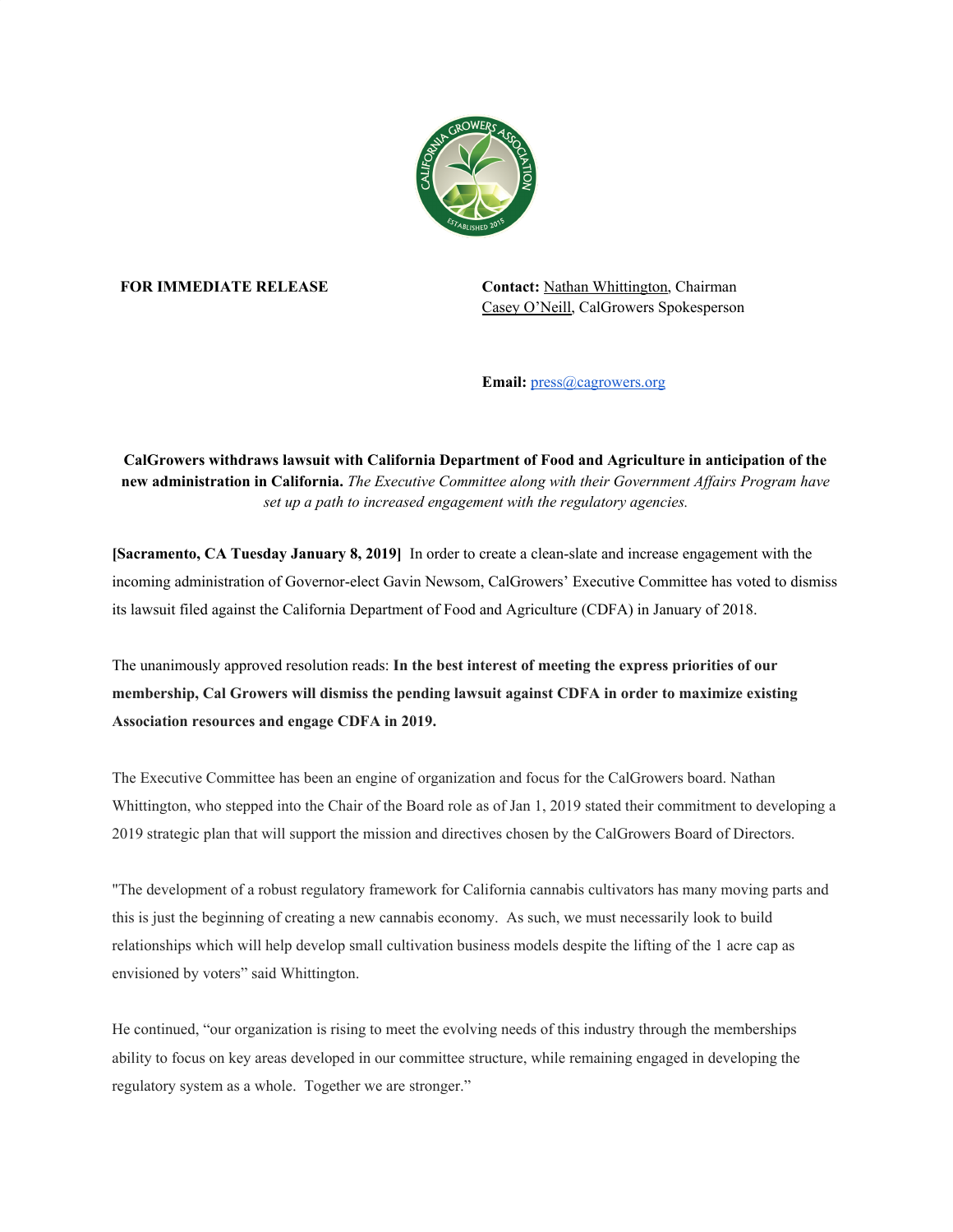**FOR IMMEDIATE RELEASE**

**Contact:** Nathan Whittington, Chairman
Casey O'Neill, CalGrowers Spokesperson

**Email:** press@cagrowers.org

**CalGrowers withdraws lawsuit with California Department of Food and Agriculture in anticipation of the new administration in California.** *The Executive Committee along with their Government Affairs Program have set up a path to increased engagement with the regulatory agencies.*

**[Sacramento, CA Tuesday January 8, 2019]** In order to create a clean-slate and increase engagement with the incoming administration of Governor-elect Gavin Newsom, CalGrowers' Executive Committee has voted to dismiss its lawsuit filed against the California Department of Food and Agriculture (CDFA) in January of 2018.

The unanimously approved resolution reads: **In the best interest of meeting the express priorities of our membership, Cal Growers will dismiss the pending lawsuit against CDFA in order to maximize existing Association resources and engage CDFA in 2019.**

The Executive Committee has been an engine of organization and focus for the CalGrowers board. Nathan Whittington, who stepped into the Chair of the Board role as of Jan 1, 2019 stated their commitment to developing a 2019 strategic plan that will support the mission and directives chosen by the CalGrowers Board of Directors.

"The development of a robust regulatory framework for California cannabis cultivators has many moving parts and this is just the beginning of creating a new cannabis economy. As such, we must necessarily look to build relationships which will help develop small cultivation business models despite the lifting of the 1 acre cap as envisioned by voters" said Whittington.

He continued, "our organization is rising to meet the evolving needs of this industry through the memberships ability to focus on key areas developed in our committee structure, while remaining engaged in developing the regulatory system as a whole. Together we are stronger."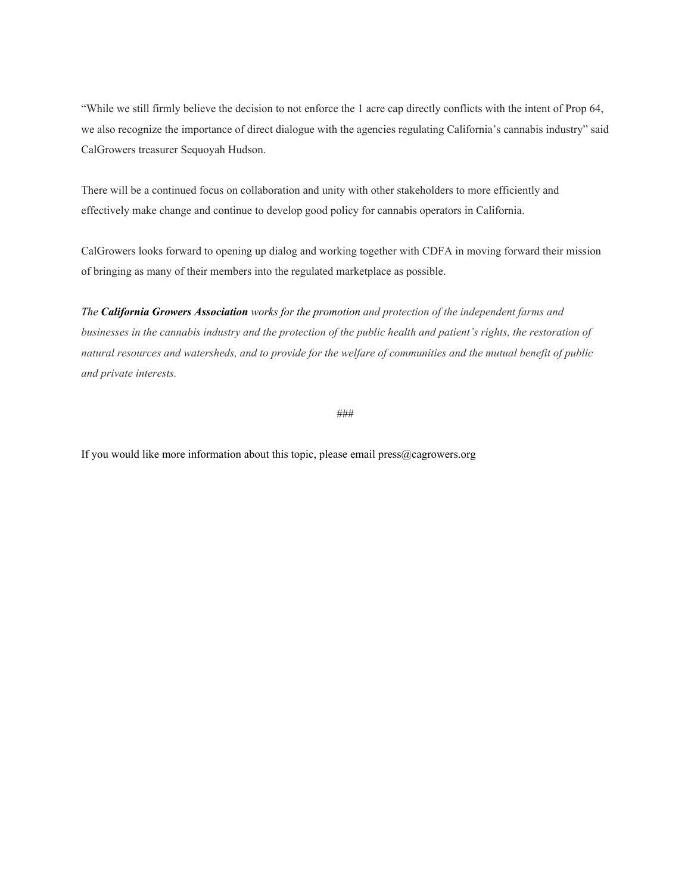“While we still firmly believe the decision to not enforce the 1 acre cap directly conflicts with the intent of Prop 64, we also recognize the importance of direct dialogue with the agencies regulating California’s cannabis industry” said CalGrowers treasurer Sequoyah Hudson.

There will be a continued focus on collaboration and unity with other stakeholders to more efficiently and effectively make change and continue to develop good policy for cannabis operators in California.

CalGrowers looks forward to opening up dialog and working together with CDFA in moving forward their mission of bringing as many of their members into the regulated marketplace as possible.

*The **California Growers Association** works for the promotion and protection of the independent farms and businesses in the cannabis industry and the protection of the public health and patient’s rights, the restoration of natural resources and watersheds, and to provide for the welfare of communities and the mutual benefit of public and private interests.*

###

If you would like more information about this topic, please email press@cagrowers.org